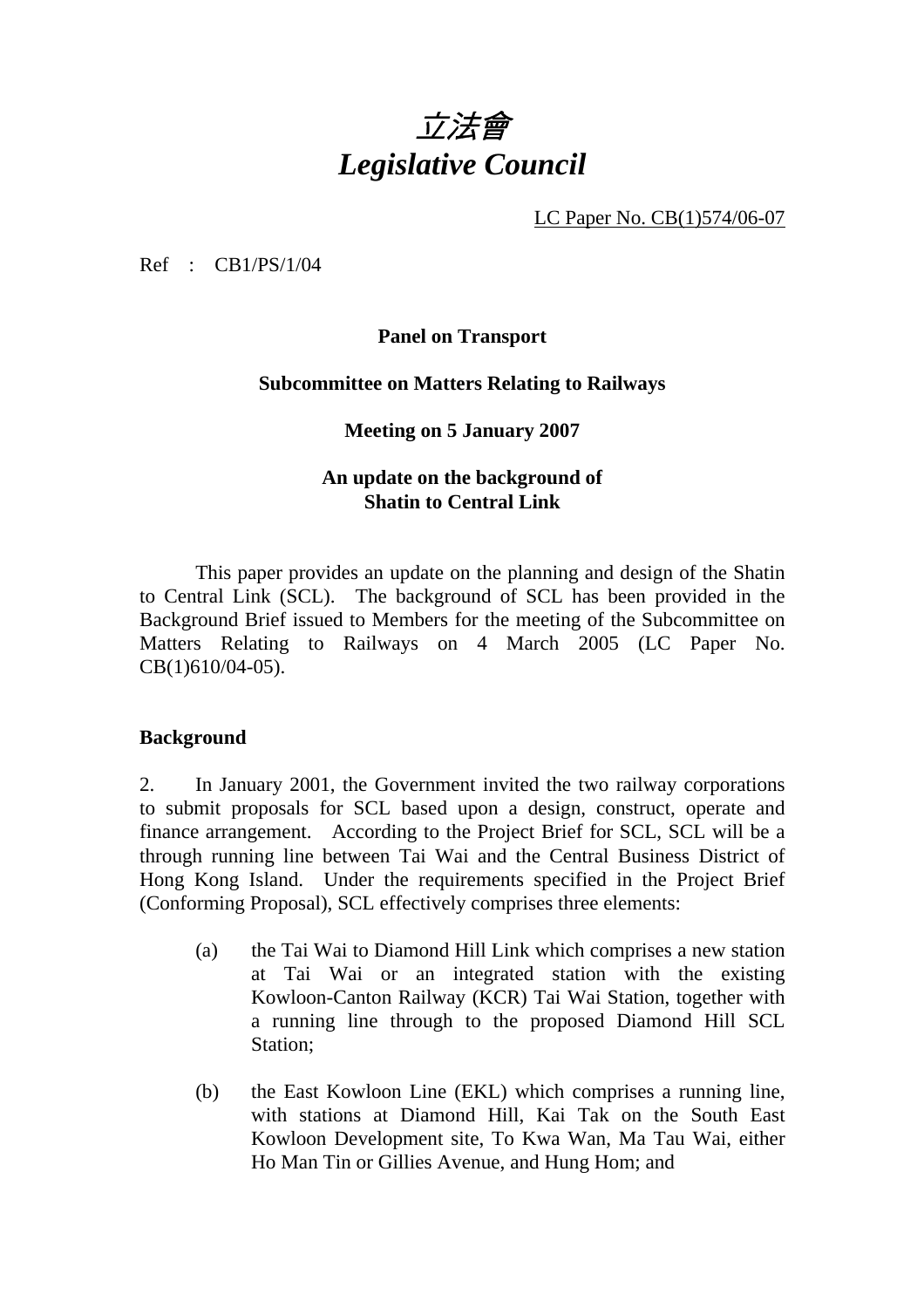# *立法會*
# *Legislative Council*

LC Paper No. CB(1)574/06-07

Ref : CB1/PS/1/04

**Panel on Transport**

**Subcommittee on Matters Relating to Railways**

**Meeting on 5 January 2007**

**An update on the background of Shatin to Central Link**

This paper provides an update on the planning and design of the Shatin to Central Link (SCL). The background of SCL has been provided in the Background Brief issued to Members for the meeting of the Subcommittee on Matters Relating to Railways on 4 March 2005 (LC Paper No. CB(1)610/04-05).

## Background

2. In January 2001, the Government invited the two railway corporations to submit proposals for SCL based upon a design, construct, operate and finance arrangement. According to the Project Brief for SCL, SCL will be a through running line between Tai Wai and the Central Business District of Hong Kong Island. Under the requirements specified in the Project Brief (Conforming Proposal), SCL effectively comprises three elements:

(a) the Tai Wai to Diamond Hill Link which comprises a new station at Tai Wai or an integrated station with the existing Kowloon-Canton Railway (KCR) Tai Wai Station, together with a running line through to the proposed Diamond Hill SCL Station;

(b) the East Kowloon Line (EKL) which comprises a running line, with stations at Diamond Hill, Kai Tak on the South East Kowloon Development site, To Kwa Wan, Ma Tau Wai, either Ho Man Tin or Gillies Avenue, and Hung Hom; and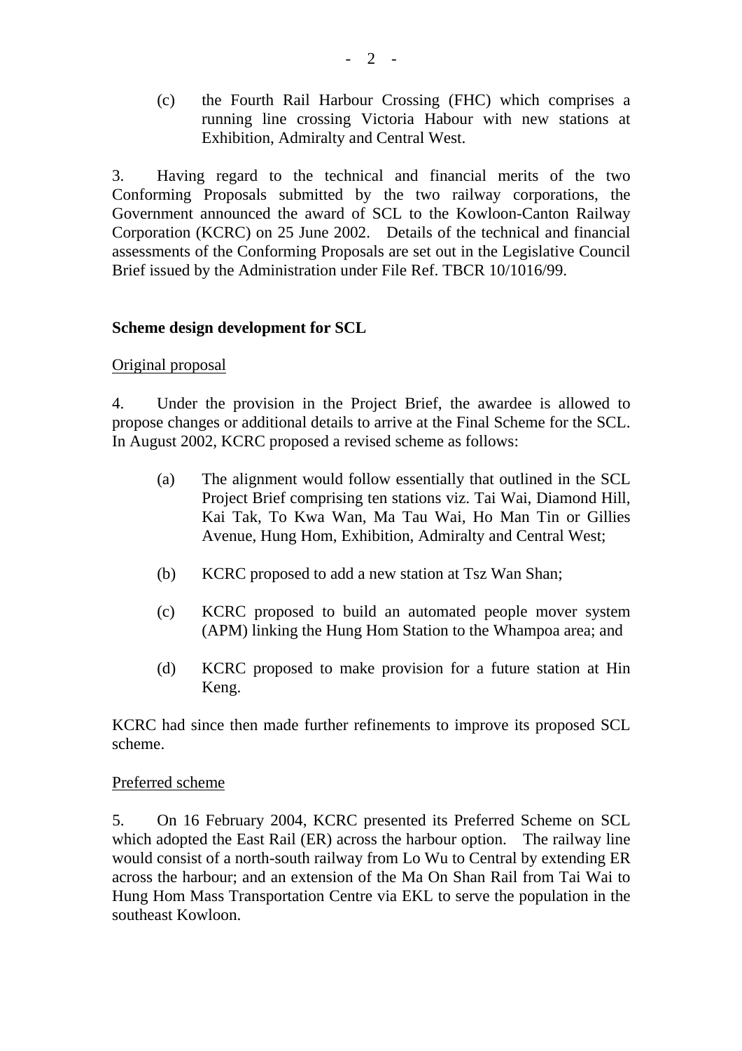(c) the Fourth Rail Harbour Crossing (FHC) which comprises a running line crossing Victoria Habour with new stations at Exhibition, Admiralty and Central West.

3. Having regard to the technical and financial merits of the two Conforming Proposals submitted by the two railway corporations, the Government announced the award of SCL to the Kowloon-Canton Railway Corporation (KCRC) on 25 June 2002. Details of the technical and financial assessments of the Conforming Proposals are set out in the Legislative Council Brief issued by the Administration under File Ref. TBCR 10/1016/99.

**Scheme design development for SCL**

Original proposal

4. Under the provision in the Project Brief, the awardee is allowed to propose changes or additional details to arrive at the Final Scheme for the SCL. In August 2002, KCRC proposed a revised scheme as follows:

(a) The alignment would follow essentially that outlined in the SCL Project Brief comprising ten stations viz. Tai Wai, Diamond Hill, Kai Tak, To Kwa Wan, Ma Tau Wai, Ho Man Tin or Gillies Avenue, Hung Hom, Exhibition, Admiralty and Central West;

(b) KCRC proposed to add a new station at Tsz Wan Shan;

(c) KCRC proposed to build an automated people mover system (APM) linking the Hung Hom Station to the Whampoa area; and

(d) KCRC proposed to make provision for a future station at Hin Keng.

KCRC had since then made further refinements to improve its proposed SCL scheme.

Preferred scheme

5. On 16 February 2004, KCRC presented its Preferred Scheme on SCL which adopted the East Rail (ER) across the harbour option. The railway line would consist of a north-south railway from Lo Wu to Central by extending ER across the harbour; and an extension of the Ma On Shan Rail from Tai Wai to Hung Hom Mass Transportation Centre via EKL to serve the population in the southeast Kowloon.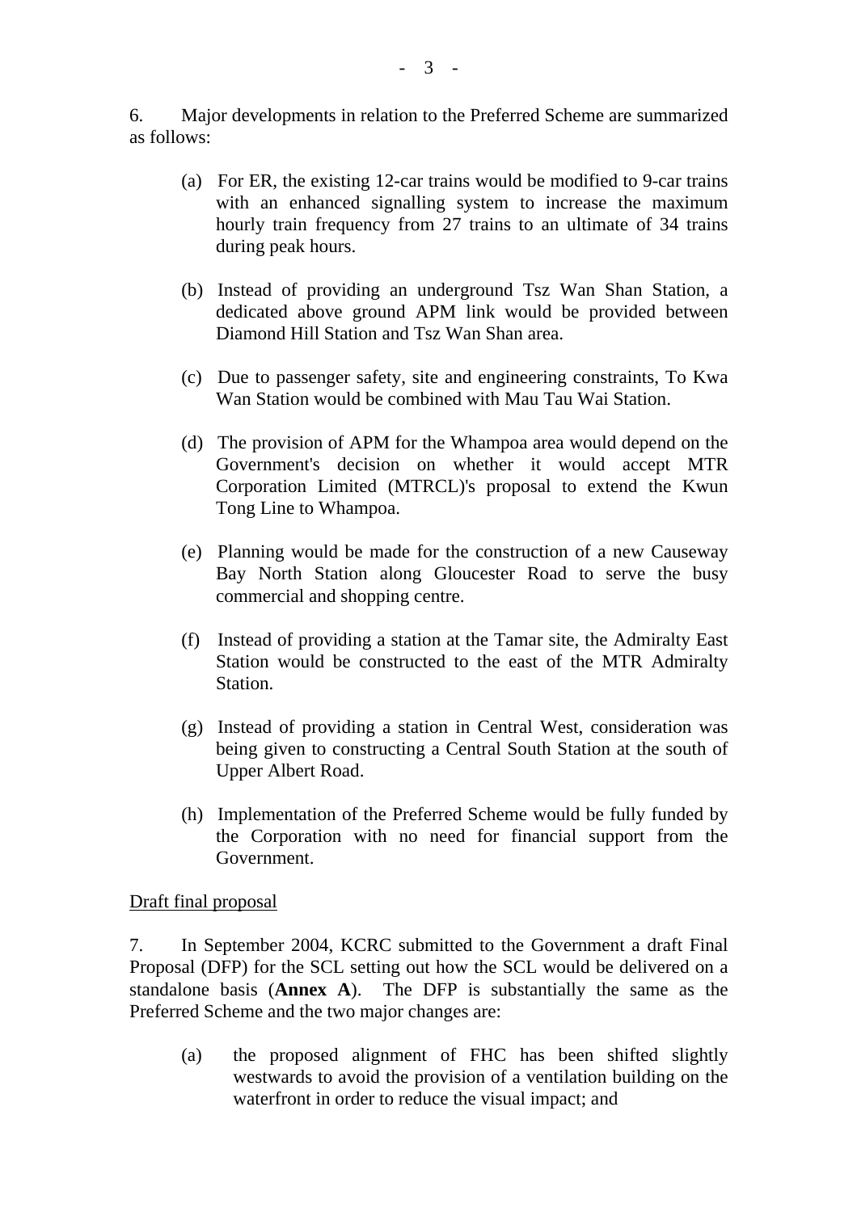6. Major developments in relation to the Preferred Scheme are summarized as follows:

(a) For ER, the existing 12-car trains would be modified to 9-car trains with an enhanced signalling system to increase the maximum hourly train frequency from 27 trains to an ultimate of 34 trains during peak hours.

(b) Instead of providing an underground Tsz Wan Shan Station, a dedicated above ground APM link would be provided between Diamond Hill Station and Tsz Wan Shan area.

(c) Due to passenger safety, site and engineering constraints, To Kwa Wan Station would be combined with Mau Tau Wai Station.

(d) The provision of APM for the Whampoa area would depend on the Government's decision on whether it would accept MTR Corporation Limited (MTRCL)'s proposal to extend the Kwun Tong Line to Whampoa.

(e) Planning would be made for the construction of a new Causeway Bay North Station along Gloucester Road to serve the busy commercial and shopping centre.

(f) Instead of providing a station at the Tamar site, the Admiralty East Station would be constructed to the east of the MTR Admiralty Station.

(g) Instead of providing a station in Central West, consideration was being given to constructing a Central South Station at the south of Upper Albert Road.

(h) Implementation of the Preferred Scheme would be fully funded by the Corporation with no need for financial support from the Government.

<u>Draft final proposal</u>

7. In September 2004, KCRC submitted to the Government a draft Final Proposal (DFP) for the SCL setting out how the SCL would be delivered on a standalone basis (**Annex A**). The DFP is substantially the same as the Preferred Scheme and the two major changes are:

(a) the proposed alignment of FHC has been shifted slightly westwards to avoid the provision of a ventilation building on the waterfront in order to reduce the visual impact; and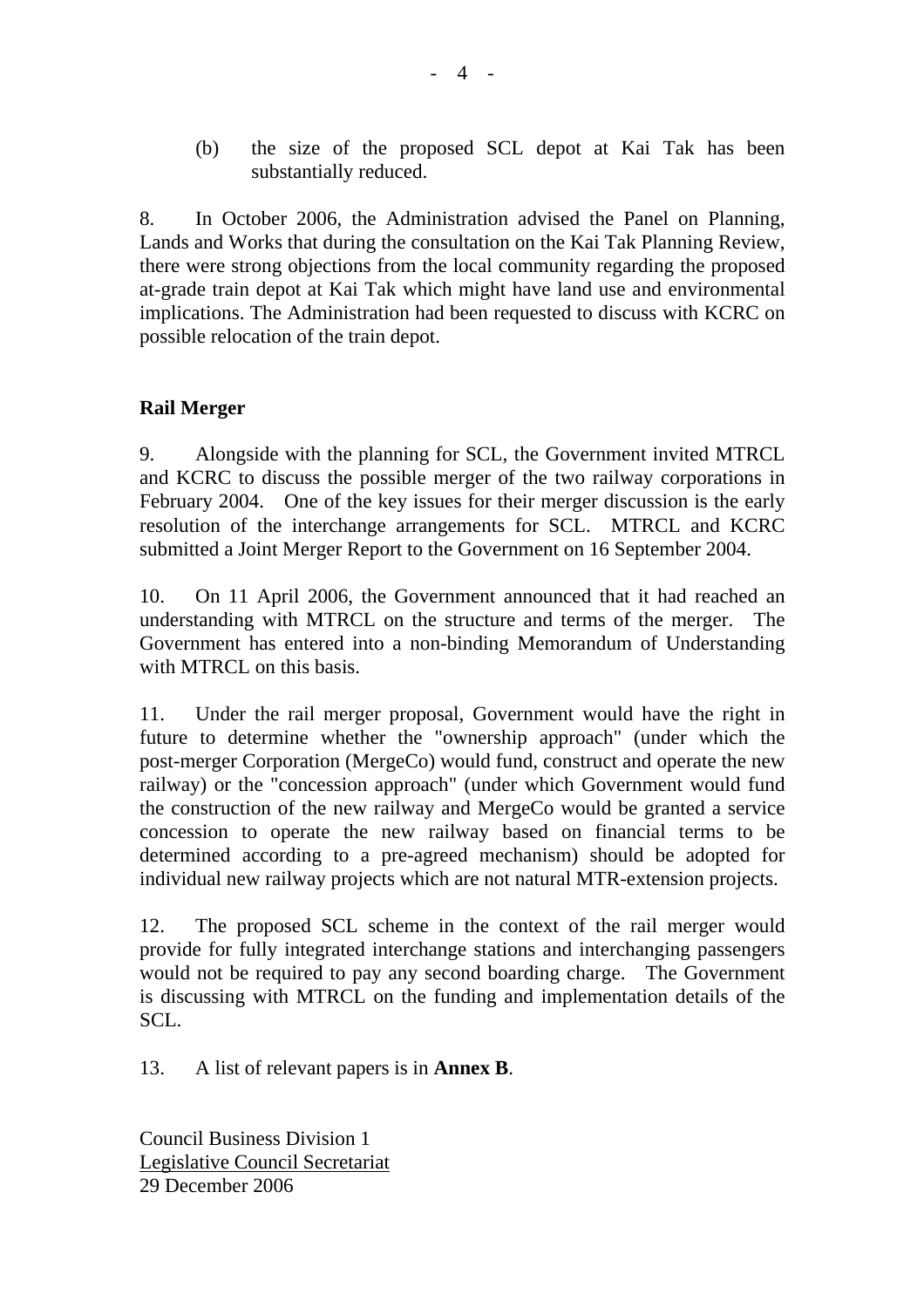(b) the size of the proposed SCL depot at Kai Tak has been substantially reduced.

8. In October 2006, the Administration advised the Panel on Planning, Lands and Works that during the consultation on the Kai Tak Planning Review, there were strong objections from the local community regarding the proposed at-grade train depot at Kai Tak which might have land use and environmental implications. The Administration had been requested to discuss with KCRC on possible relocation of the train depot.

**Rail Merger**

9. Alongside with the planning for SCL, the Government invited MTRCL and KCRC to discuss the possible merger of the two railway corporations in February 2004. One of the key issues for their merger discussion is the early resolution of the interchange arrangements for SCL. MTRCL and KCRC submitted a Joint Merger Report to the Government on 16 September 2004.

10. On 11 April 2006, the Government announced that it had reached an understanding with MTRCL on the structure and terms of the merger. The Government has entered into a non-binding Memorandum of Understanding with MTRCL on this basis.

11. Under the rail merger proposal, Government would have the right in future to determine whether the "ownership approach" (under which the post-merger Corporation (MergeCo) would fund, construct and operate the new railway) or the "concession approach" (under which Government would fund the construction of the new railway and MergeCo would be granted a service concession to operate the new railway based on financial terms to be determined according to a pre-agreed mechanism) should be adopted for individual new railway projects which are not natural MTR-extension projects.

12. The proposed SCL scheme in the context of the rail merger would provide for fully integrated interchange stations and interchanging passengers would not be required to pay any second boarding charge. The Government is discussing with MTRCL on the funding and implementation details of the SCL.

13. A list of relevant papers is in **Annex B**.

Council Business Division 1
Legislative Council Secretariat
29 December 2006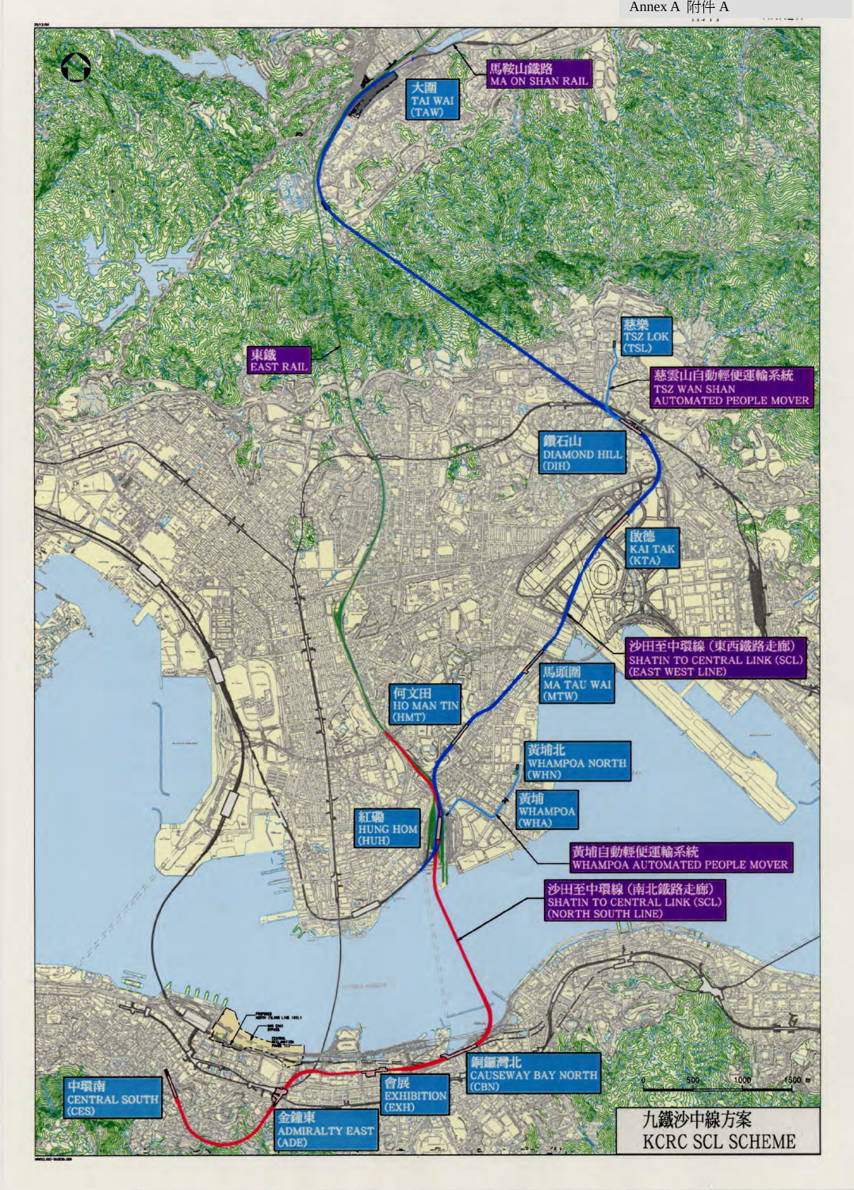Annex A 附件 A

馬鞍山鐵路
MA ON SHAN RAIL

大圍
TAI WAI
(TAW)

慈樂
TSZ LOK
(TSL)

慈雲山自動輕便運輸系統
TSZ WAN SHAN AUTOMATED PEOPLE MOVER

東鐵
EAST RAIL

鑽石山
DIAMOND HILL
(DIH)

啟德
KAI TAK
(KTA)

沙田至中環線 (東西鐵路走廊)
SHATIN TO CENTRAL LINK (SCL)
(EAST WEST LINE)

馬頭圍
MA TAU WAI
(MTW)

何文田
HO MAN TIN
(HMT)

黃埔北
WHAMPOA NORTH
(WHN)

黃埔
WHAMPOA
(WHA)

紅磡
HUNG HOM
(HUH)

黃埔自動輕便運輸系統
WHAMPOA AUTOMATED PEOPLE MOVER

沙田至中環線 (南北鐵路走廊)
SHATIN TO CENTRAL LINK (SCL)
(NORTH SOUTH LINE)

銅鑼灣北
CAUSEWAY BAY NORTH
(CBN)

會展
EXHIBITION
(EXH)

中環南
CENTRAL SOUTH
(CES)

金鐘東
ADMIRALTY EAST
(ADE)

0 500 1000 1500 m

九鐵沙中線方案
KCRC SCL SCHEME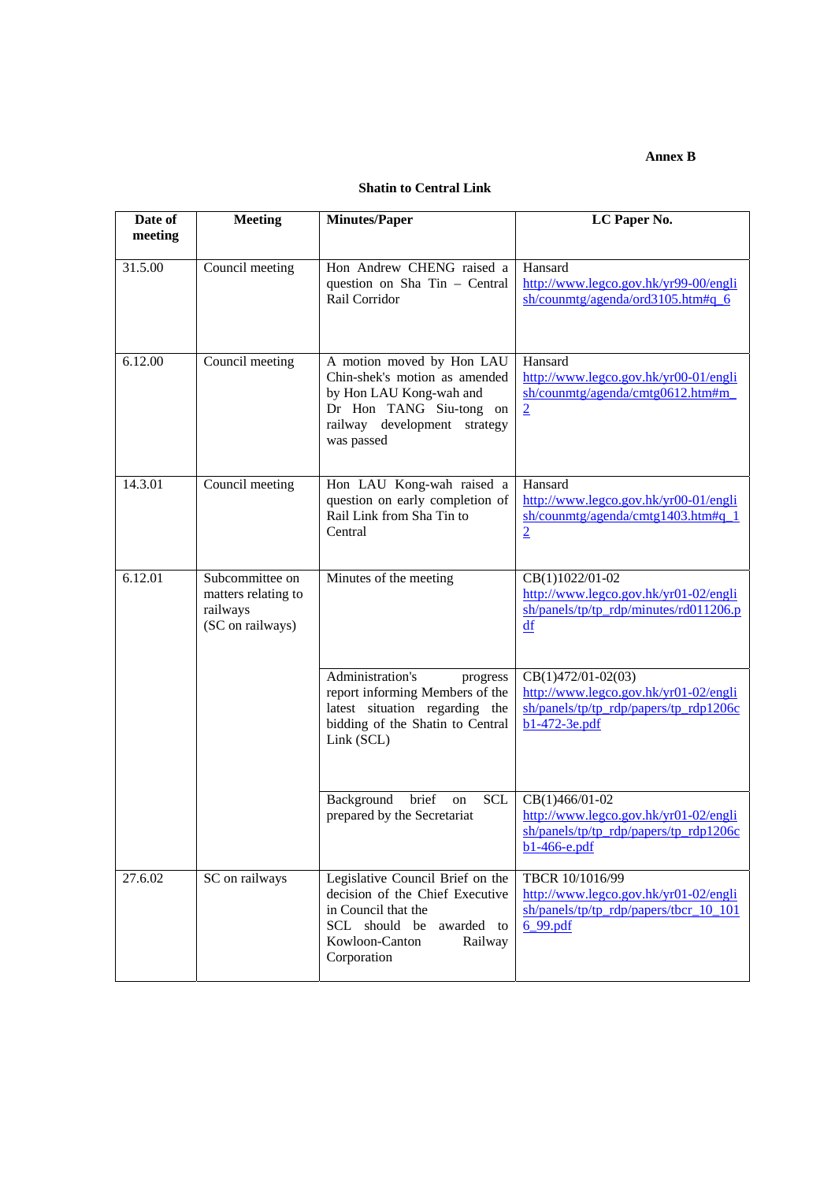**Annex B**

**Shatin to Central Link**

| Date of meeting | Meeting | Minutes/Paper | LC Paper No. |
|---|---|---|---|
| 31.5.00 | Council meeting | Hon Andrew CHENG raised a question on Sha Tin – Central Rail Corridor | Hansard http://www.legco.gov.hk/yr99-00/english/counmtg/agenda/ord3105.htm#q_6 |
| 6.12.00 | Council meeting | A motion moved by Hon LAU Chin-shek's motion as amended by Hon LAU Kong-wah and Dr Hon TANG Siu-tong on railway development strategy was passed | Hansard http://www.legco.gov.hk/yr00-01/english/counmtg/agenda/cmtg0612.htm#m_2 |
| 14.3.01 | Council meeting | Hon LAU Kong-wah raised a question on early completion of Rail Link from Sha Tin to Central | Hansard http://www.legco.gov.hk/yr00-01/english/counmtg/agenda/cmtg1403.htm#q_12 |
| 6.12.01 | Subcommittee on matters relating to railways (SC on railways) | Minutes of the meeting | CB(1)1022/01-02 http://www.legco.gov.hk/yr01-02/english/panels/tp/tp_rdp/minutes/rd011206.pdf |
| | | Administration's progress report informing Members of the latest situation regarding the bidding of the Shatin to Central Link (SCL) | CB(1)472/01-02(03) http://www.legco.gov.hk/yr01-02/english/panels/tp/tp_rdp/papers/tp_rdp1206cb1-472-3e.pdf |
| | | Background brief on SCL prepared by the Secretariat | CB(1)466/01-02 http://www.legco.gov.hk/yr01-02/english/panels/tp/tp_rdp/papers/tp_rdp1206cb1-466-e.pdf |
| 27.6.02 | SC on railways | Legislative Council Brief on the decision of the Chief Executive in Council that the SCL should be awarded to Kowloon-Canton Railway Corporation | TBCR 10/1016/99 http://www.legco.gov.hk/yr01-02/english/panels/tp/tp_rdp/papers/tbcr_10_1016_99.pdf |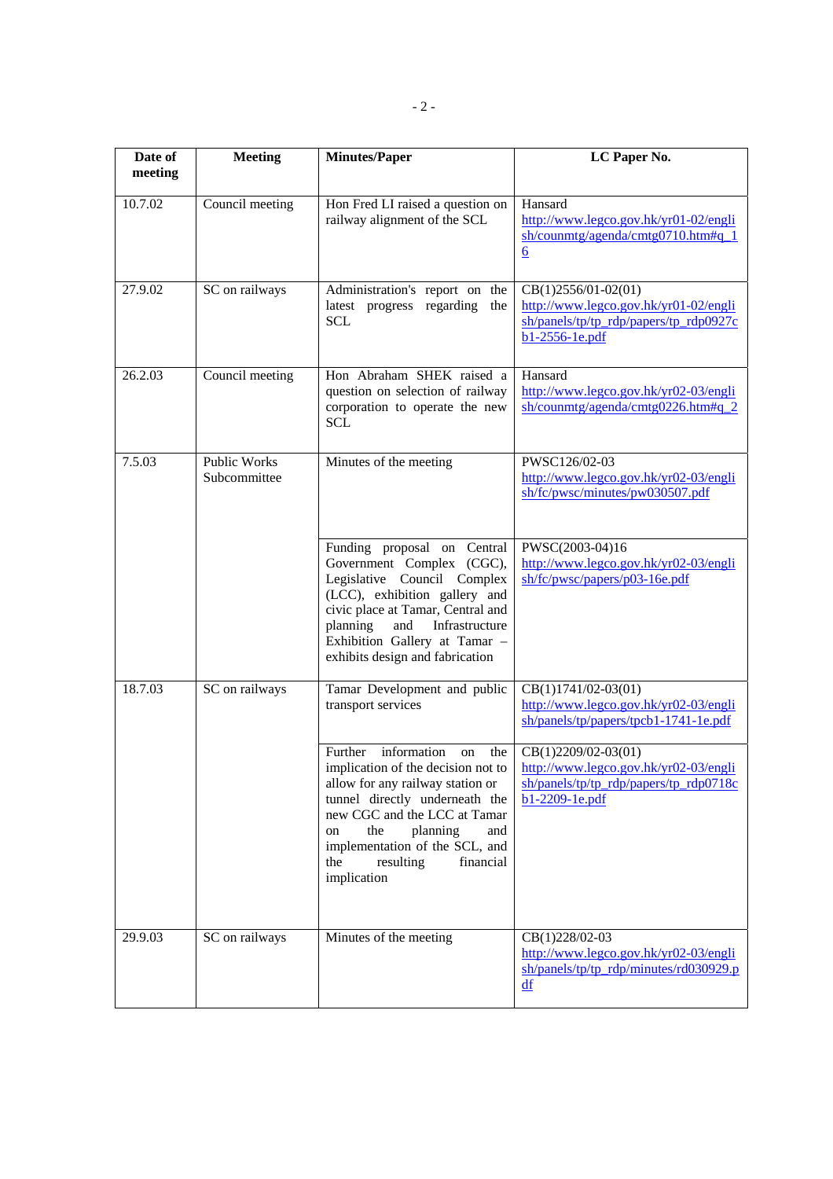| Date of meeting | Meeting | Minutes/Paper | LC Paper No. |
|---|---|---|---|
| 10.7.02 | Council meeting | Hon Fred LI raised a question on railway alignment of the SCL | Hansard http://www.legco.gov.hk/yr01-02/english/counmtg/agenda/cmtg0710.htm#q_16 |
| 27.9.02 | SC on railways | Administration's report on the latest progress regarding the SCL | CB(1)2556/01-02(01) http://www.legco.gov.hk/yr01-02/english/panels/tp/tp_rdp/papers/tp_rdp0927cb1-2556-1e.pdf |
| 26.2.03 | Council meeting | Hon Abraham SHEK raised a question on selection of railway corporation to operate the new SCL | Hansard http://www.legco.gov.hk/yr02-03/english/counmtg/agenda/cmtg0226.htm#q_2 |
| 7.5.03 | Public Works Subcommittee | Minutes of the meeting | PWSC126/02-03 http://www.legco.gov.hk/yr02-03/english/fc/pwsc/minutes/pw030507.pdf |
| | | Funding proposal on Central Government Complex (CGC), Legislative Council Complex (LCC), exhibition gallery and civic place at Tamar, Central and planning and Infrastructure Exhibition Gallery at Tamar – exhibits design and fabrication | PWSC(2003-04)16 http://www.legco.gov.hk/yr02-03/english/fc/pwsc/papers/p03-16e.pdf |
| 18.7.03 | SC on railways | Tamar Development and public transport services | CB(1)1741/02-03(01) http://www.legco.gov.hk/yr02-03/english/panels/tp/papers/tpcb1-1741-1e.pdf |
| | | Further information on the implication of the decision not to allow for any railway station or tunnel directly underneath the new CGC and the LCC at Tamar on the planning and implementation of the SCL, and the resulting financial implication | CB(1)2209/02-03(01) http://www.legco.gov.hk/yr02-03/english/panels/tp/tp_rdp/papers/tp_rdp0718cb1-2209-1e.pdf |
| 29.9.03 | SC on railways | Minutes of the meeting | CB(1)228/02-03 http://www.legco.gov.hk/yr02-03/english/panels/tp/tp_rdp/minutes/rd030929.pdf |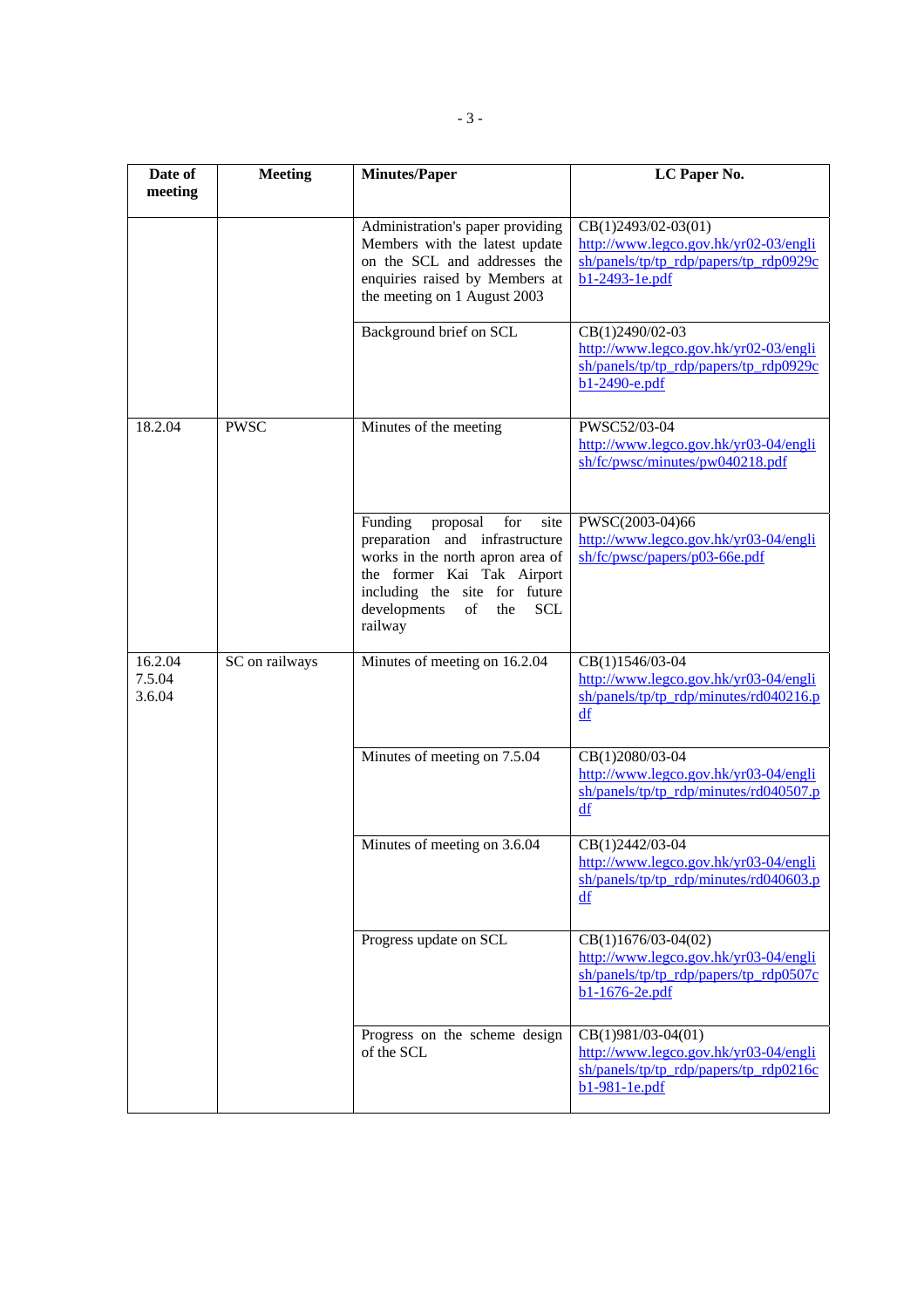| Date of meeting | Meeting | Minutes/Paper | LC Paper No. |
|---|---|---|---|
| | | Administration's paper providing Members with the latest update on the SCL and addresses the enquiries raised by Members at the meeting on 1 August 2003 | CB(1)2493/02-03(01) http://www.legco.gov.hk/yr02-03/english/panels/tp/tp_rdp/papers/tp_rdp0929cb1-2493-1e.pdf |
| | | Background brief on SCL | CB(1)2490/02-03 http://www.legco.gov.hk/yr02-03/english/panels/tp/tp_rdp/papers/tp_rdp0929cb1-2490-e.pdf |
| 18.2.04 | PWSC | Minutes of the meeting | PWSC52/03-04 http://www.legco.gov.hk/yr03-04/english/fc/pwsc/minutes/pw040218.pdf |
| | | Funding proposal for site preparation and infrastructure works in the north apron area of the former Kai Tak Airport including the site for future developments of the SCL railway | PWSC(2003-04)66 http://www.legco.gov.hk/yr03-04/english/fc/pwsc/papers/p03-66e.pdf |
| 16.2.04 7.5.04 3.6.04 | SC on railways | Minutes of meeting on 16.2.04 | CB(1)1546/03-04 http://www.legco.gov.hk/yr03-04/english/panels/tp/tp_rdp/minutes/rd040216.pdf |
| | | Minutes of meeting on 7.5.04 | CB(1)2080/03-04 http://www.legco.gov.hk/yr03-04/english/panels/tp/tp_rdp/minutes/rd040507.pdf |
| | | Minutes of meeting on 3.6.04 | CB(1)2442/03-04 http://www.legco.gov.hk/yr03-04/english/panels/tp/tp_rdp/minutes/rd040603.pdf |
| | | Progress update on SCL | CB(1)1676/03-04(02) http://www.legco.gov.hk/yr03-04/english/panels/tp/tp_rdp/papers/tp_rdp0507cb1-1676-2e.pdf |
| | | Progress on the scheme design of the SCL | CB(1)981/03-04(01) http://www.legco.gov.hk/yr03-04/english/panels/tp/tp_rdp/papers/tp_rdp0216cb1-981-1e.pdf |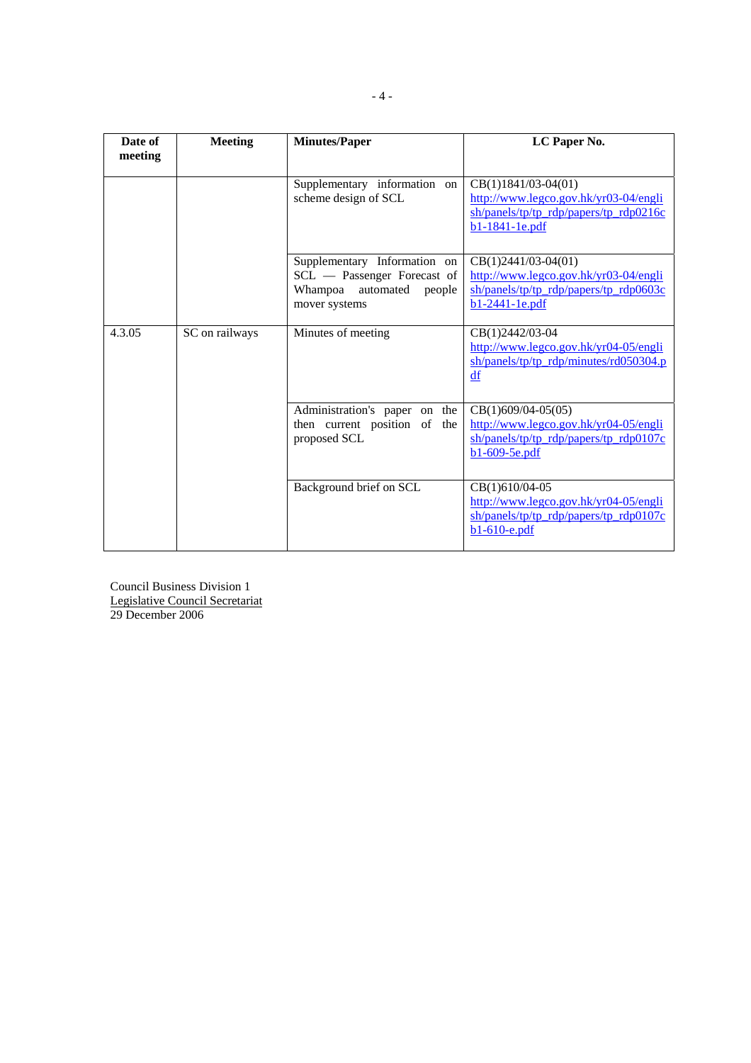| Date of meeting | Meeting | Minutes/Paper | LC Paper No. |
|---|---|---|---|
| | | Supplementary information on scheme design of SCL | CB(1)1841/03-04(01) http://www.legco.gov.hk/yr03-04/english/panels/tp/tp_rdp/papers/tp_rdp0216cb1-1841-1e.pdf |
| | | Supplementary Information on SCL — Passenger Forecast of Whampoa automated people mover systems | CB(1)2441/03-04(01) http://www.legco.gov.hk/yr03-04/english/panels/tp/tp_rdp/papers/tp_rdp0603cb1-2441-1e.pdf |
| 4.3.05 | SC on railways | Minutes of meeting | CB(1)2442/03-04 http://www.legco.gov.hk/yr04-05/english/panels/tp/tp_rdp/minutes/rd050304.pdf |
| | | Administration's paper on the then current position of the proposed SCL | CB(1)609/04-05(05) http://www.legco.gov.hk/yr04-05/english/panels/tp/tp_rdp/papers/tp_rdp0107cb1-609-5e.pdf |
| | | Background brief on SCL | CB(1)610/04-05 http://www.legco.gov.hk/yr04-05/english/panels/tp/tp_rdp/papers/tp_rdp0107cb1-610-e.pdf |

Council Business Division 1
Legislative Council Secretariat
29 December 2006